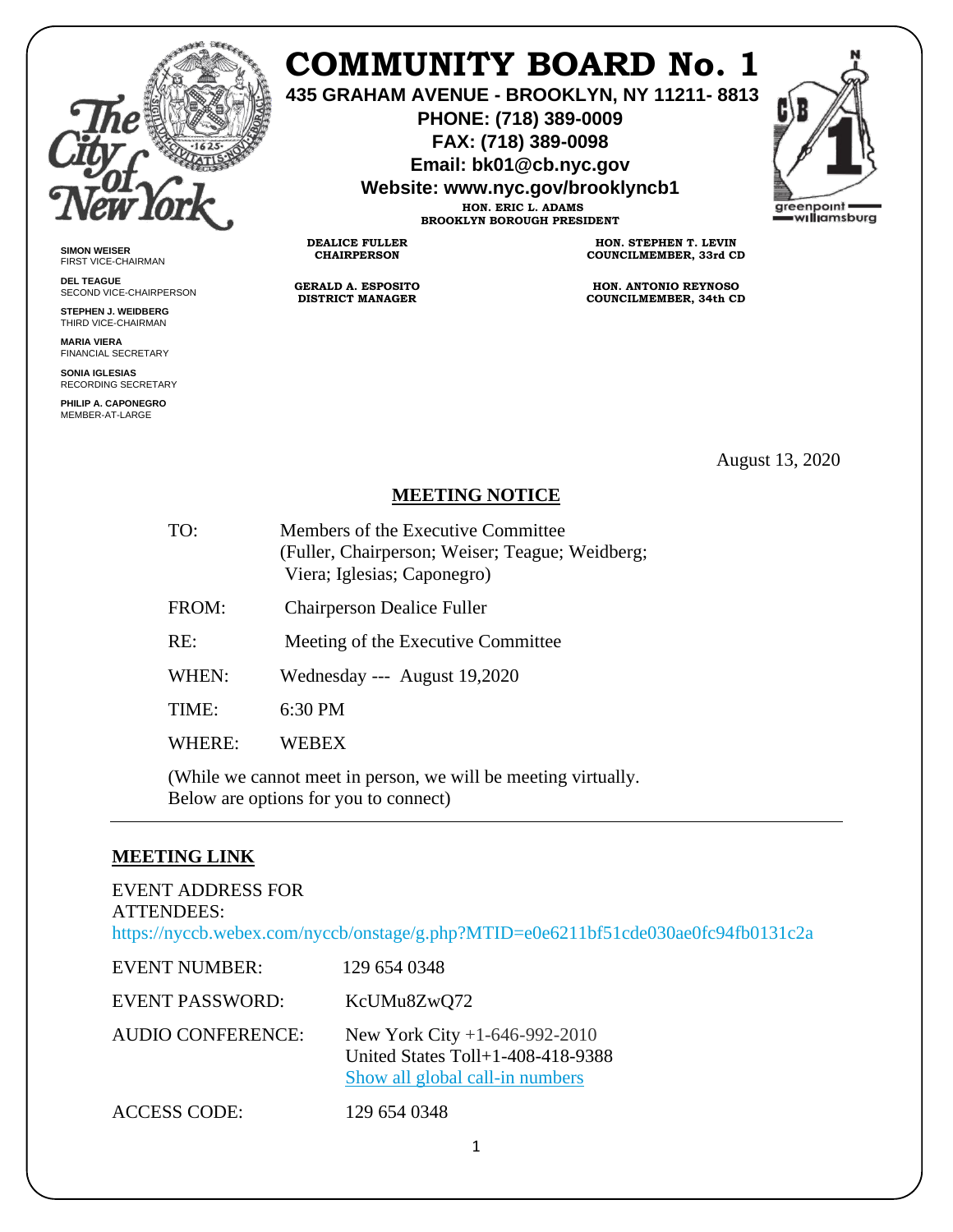# COMMUNITY BOARD No. 1

**435 GRAHAM AVENUE - BROOKLYN, NY 11211- 8813**
**PHONE: (718) 389-0009**
**FAX: (718) 389-0098**
**Email: bk01@cb.nyc.gov**
**Website: www.nyc.gov/brooklyncb1**

**HON. ERIC L. ADAMS**
**BROOKLYN BOROUGH PRESIDENT**

**DEALICE FULLER**
**CHAIRPERSON**

**HON. STEPHEN T. LEVIN**
**COUNCILMEMBER, 33rd CD**

**GERALD A. ESPOSITO**
**DISTRICT MANAGER**

**HON. ANTONIO REYNOSO**
**COUNCILMEMBER, 34th CD**

**SIMON WEISER**
FIRST VICE-CHAIRMAN

**DEL TEAGUE**
SECOND VICE-CHAIRPERSON

**STEPHEN J. WEIDBERG**
THIRD VICE-CHAIRMAN

**MARIA VIERA**
FINANCIAL SECRETARY

**SONIA IGLESIAS**
RECORDING SECRETARY

**PHILIP A. CAPONEGRO**
MEMBER-AT-LARGE

August 13, 2020

**MEETING NOTICE**

TO: Members of the Executive Committee (Fuller, Chairperson; Weiser; Teague; Weidberg; Viera; Iglesias; Caponegro)

FROM: Chairperson Dealice Fuller

RE: Meeting of the Executive Committee

WHEN: Wednesday --- August 19,2020

TIME: 6:30 PM

WHERE: WEBEX

(While we cannot meet in person, we will be meeting virtually. Below are options for you to connect)

---

**MEETING LINK**

EVENT ADDRESS FOR ATTENDEES:
https://nyccb.webex.com/nyccb/onstage/g.php?MTID=e0e6211bf51cde030ae0fc94fb0131c2a

EVENT NUMBER: 129 654 0348

EVENT PASSWORD: KcUMu8ZwQ72

AUDIO CONFERENCE: New York City +1-646-992-2010
United States Toll+1-408-418-9388
Show all global call-in numbers

ACCESS CODE: 129 654 0348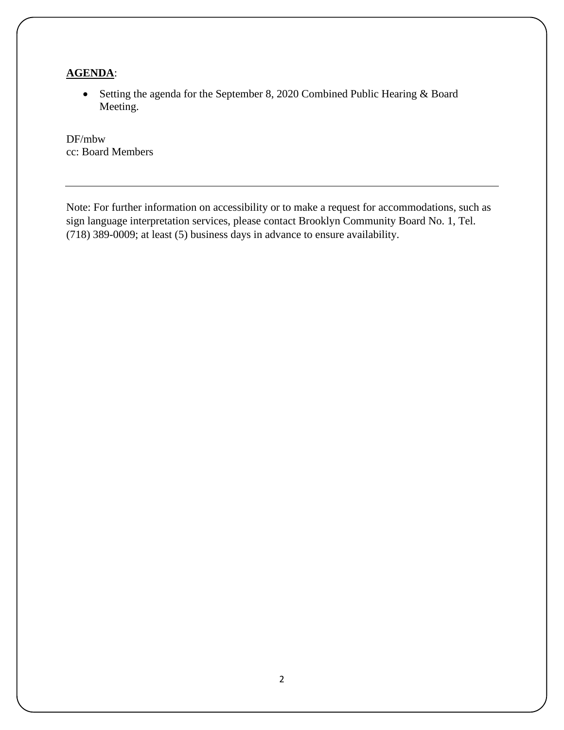**AGENDA**:

- Setting the agenda for the September 8, 2020 Combined Public Hearing & Board Meeting.

DF/mbw
cc: Board Members

---

Note: For further information on accessibility or to make a request for accommodations, such as sign language interpretation services, please contact Brooklyn Community Board No. 1, Tel. (718) 389-0009; at least (5) business days in advance to ensure availability.